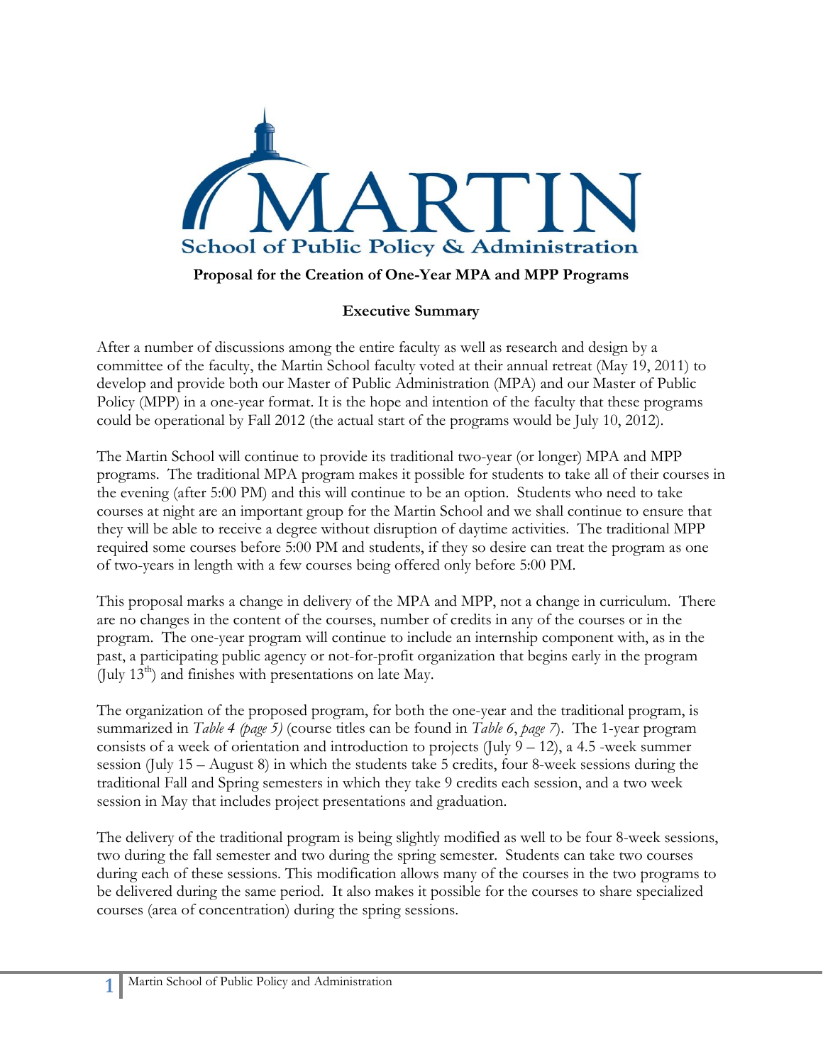MARTIN

School of Public Policy & Administration

**Proposal for the Creation of One-Year MPA and MPP Programs**

**Executive Summary**

After a number of discussions among the entire faculty as well as research and design by a committee of the faculty, the Martin School faculty voted at their annual retreat (May 19, 2011) to develop and provide both our Master of Public Administration (MPA) and our Master of Public Policy (MPP) in a one-year format. It is the hope and intention of the faculty that these programs could be operational by Fall 2012 (the actual start of the programs would be July 10, 2012).

The Martin School will continue to provide its traditional two-year (or longer) MPA and MPP programs. The traditional MPA program makes it possible for students to take all of their courses in the evening (after 5:00 PM) and this will continue to be an option. Students who need to take courses at night are an important group for the Martin School and we shall continue to ensure that they will be able to receive a degree without disruption of daytime activities. The traditional MPP required some courses before 5:00 PM and students, if they so desire can treat the program as one of two-years in length with a few courses being offered only before 5:00 PM.

This proposal marks a change in delivery of the MPA and MPP, not a change in curriculum. There are no changes in the content of the courses, number of credits in any of the courses or in the program. The one-year program will continue to include an internship component with, as in the past, a participating public agency or not-for-profit organization that begins early in the program (July 13th) and finishes with presentations on late May.

The organization of the proposed program, for both the one-year and the traditional program, is summarized in *Table 4 (page 5)* (course titles can be found in *Table 6*, *page 7*). The 1-year program consists of a week of orientation and introduction to projects (July 9 – 12), a 4.5 -week summer session (July 15 – August 8) in which the students take 5 credits, four 8-week sessions during the traditional Fall and Spring semesters in which they take 9 credits each session, and a two week session in May that includes project presentations and graduation.

The delivery of the traditional program is being slightly modified as well to be four 8-week sessions, two during the fall semester and two during the spring semester. Students can take two courses during each of these sessions. This modification allows many of the courses in the two programs to be delivered during the same period. It also makes it possible for the courses to share specialized courses (area of concentration) during the spring sessions.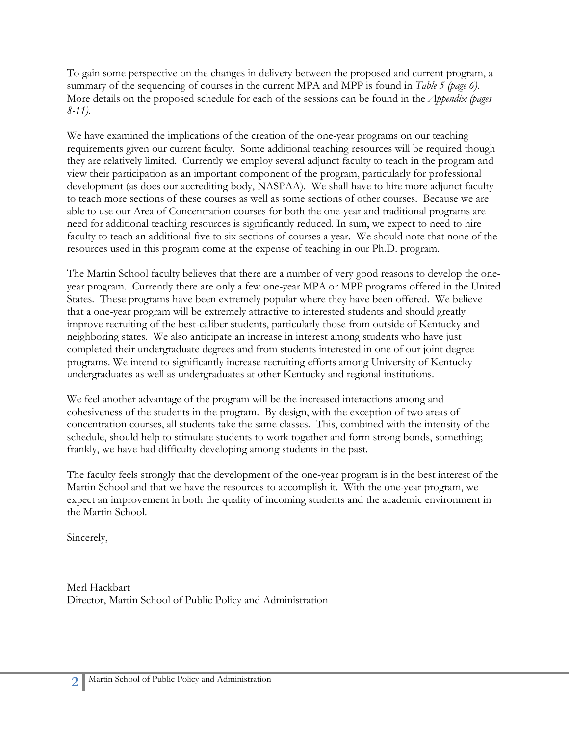To gain some perspective on the changes in delivery between the proposed and current program, a summary of the sequencing of courses in the current MPA and MPP is found in *Table 5 (page 6)*. More details on the proposed schedule for each of the sessions can be found in the *Appendix (pages 8-11)*.

We have examined the implications of the creation of the one-year programs on our teaching requirements given our current faculty. Some additional teaching resources will be required though they are relatively limited. Currently we employ several adjunct faculty to teach in the program and view their participation as an important component of the program, particularly for professional development (as does our accrediting body, NASPAA). We shall have to hire more adjunct faculty to teach more sections of these courses as well as some sections of other courses. Because we are able to use our Area of Concentration courses for both the one-year and traditional programs are need for additional teaching resources is significantly reduced. In sum, we expect to need to hire faculty to teach an additional five to six sections of courses a year. We should note that none of the resources used in this program come at the expense of teaching in our Ph.D. program.

The Martin School faculty believes that there are a number of very good reasons to develop the one-year program. Currently there are only a few one-year MPA or MPP programs offered in the United States. These programs have been extremely popular where they have been offered. We believe that a one-year program will be extremely attractive to interested students and should greatly improve recruiting of the best-caliber students, particularly those from outside of Kentucky and neighboring states. We also anticipate an increase in interest among students who have just completed their undergraduate degrees and from students interested in one of our joint degree programs. We intend to significantly increase recruiting efforts among University of Kentucky undergraduates as well as undergraduates at other Kentucky and regional institutions.

We feel another advantage of the program will be the increased interactions among and cohesiveness of the students in the program. By design, with the exception of two areas of concentration courses, all students take the same classes. This, combined with the intensity of the schedule, should help to stimulate students to work together and form strong bonds, something; frankly, we have had difficulty developing among students in the past.

The faculty feels strongly that the development of the one-year program is in the best interest of the Martin School and that we have the resources to accomplish it. With the one-year program, we expect an improvement in both the quality of incoming students and the academic environment in the Martin School.

Sincerely,

Merl Hackbart
Director, Martin School of Public Policy and Administration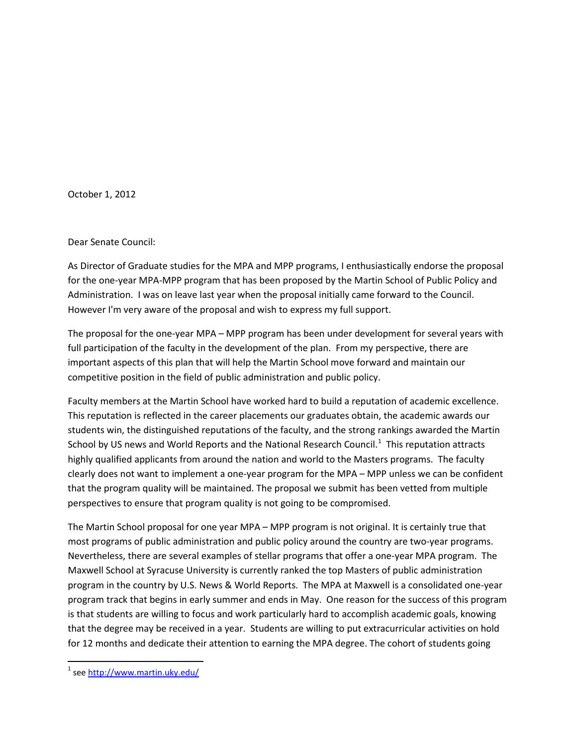October 1, 2012

Dear Senate Council:

As Director of Graduate studies for the MPA and MPP programs, I enthusiastically endorse the proposal for the one-year MPA-MPP program that has been proposed by the Martin School of Public Policy and Administration. I was on leave last year when the proposal initially came forward to the Council. However I'm very aware of the proposal and wish to express my full support.

The proposal for the one-year MPA – MPP program has been under development for several years with full participation of the faculty in the development of the plan. From my perspective, there are important aspects of this plan that will help the Martin School move forward and maintain our competitive position in the field of public administration and public policy.

Faculty members at the Martin School have worked hard to build a reputation of academic excellence. This reputation is reflected in the career placements our graduates obtain, the academic awards our students win, the distinguished reputations of the faculty, and the strong rankings awarded the Martin School by US news and World Reports and the National Research Council.[1] This reputation attracts highly qualified applicants from around the nation and world to the Masters programs. The faculty clearly does not want to implement a one-year program for the MPA – MPP unless we can be confident that the program quality will be maintained. The proposal we submit has been vetted from multiple perspectives to ensure that program quality is not going to be compromised.

The Martin School proposal for one year MPA – MPP program is not original. It is certainly true that most programs of public administration and public policy around the country are two-year programs. Nevertheless, there are several examples of stellar programs that offer a one-year MPA program. The Maxwell School at Syracuse University is currently ranked the top Masters of public administration program in the country by U.S. News & World Reports. The MPA at Maxwell is a consolidated one-year program track that begins in early summer and ends in May. One reason for the success of this program is that students are willing to focus and work particularly hard to accomplish academic goals, knowing that the degree may be received in a year. Students are willing to put extracurricular activities on hold for 12 months and dedicate their attention to earning the MPA degree. The cohort of students going

[1] see http://www.martin.uky.edu/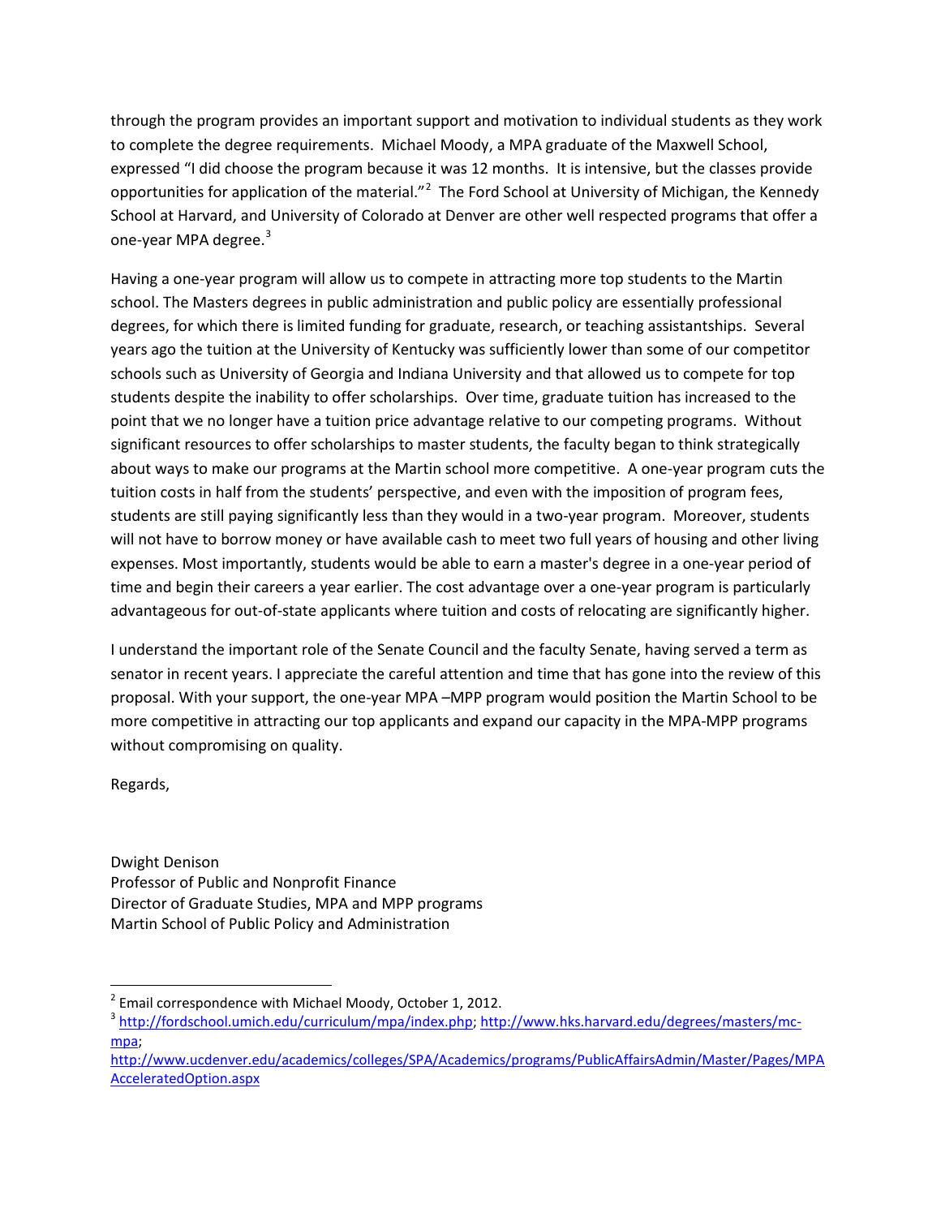through the program provides an important support and motivation to individual students as they work to complete the degree requirements. Michael Moody, a MPA graduate of the Maxwell School, expressed "I did choose the program because it was 12 months. It is intensive, but the classes provide opportunities for application of the material."[2] The Ford School at University of Michigan, the Kennedy School at Harvard, and University of Colorado at Denver are other well respected programs that offer a one-year MPA degree.[3]

Having a one-year program will allow us to compete in attracting more top students to the Martin school. The Masters degrees in public administration and public policy are essentially professional degrees, for which there is limited funding for graduate, research, or teaching assistantships. Several years ago the tuition at the University of Kentucky was sufficiently lower than some of our competitor schools such as University of Georgia and Indiana University and that allowed us to compete for top students despite the inability to offer scholarships. Over time, graduate tuition has increased to the point that we no longer have a tuition price advantage relative to our competing programs. Without significant resources to offer scholarships to master students, the faculty began to think strategically about ways to make our programs at the Martin school more competitive. A one-year program cuts the tuition costs in half from the students' perspective, and even with the imposition of program fees, students are still paying significantly less than they would in a two-year program. Moreover, students will not have to borrow money or have available cash to meet two full years of housing and other living expenses. Most importantly, students would be able to earn a master's degree in a one-year period of time and begin their careers a year earlier. The cost advantage over a one-year program is particularly advantageous for out-of-state applicants where tuition and costs of relocating are significantly higher.

I understand the important role of the Senate Council and the faculty Senate, having served a term as senator in recent years. I appreciate the careful attention and time that has gone into the review of this proposal. With your support, the one-year MPA –MPP program would position the Martin School to be more competitive in attracting our top applicants and expand our capacity in the MPA-MPP programs without compromising on quality.

Regards,

Dwight Denison
Professor of Public and Nonprofit Finance
Director of Graduate Studies, MPA and MPP programs
Martin School of Public Policy and Administration

---

[2] Email correspondence with Michael Moody, October 1, 2012.

[3] http://fordschool.umich.edu/curriculum/mpa/index.php; http://www.hks.harvard.edu/degrees/masters/mc-mpa; http://www.ucdenver.edu/academics/colleges/SPA/Academics/programs/PublicAffairsAdmin/Master/Pages/MPAAcceleratedOption.aspx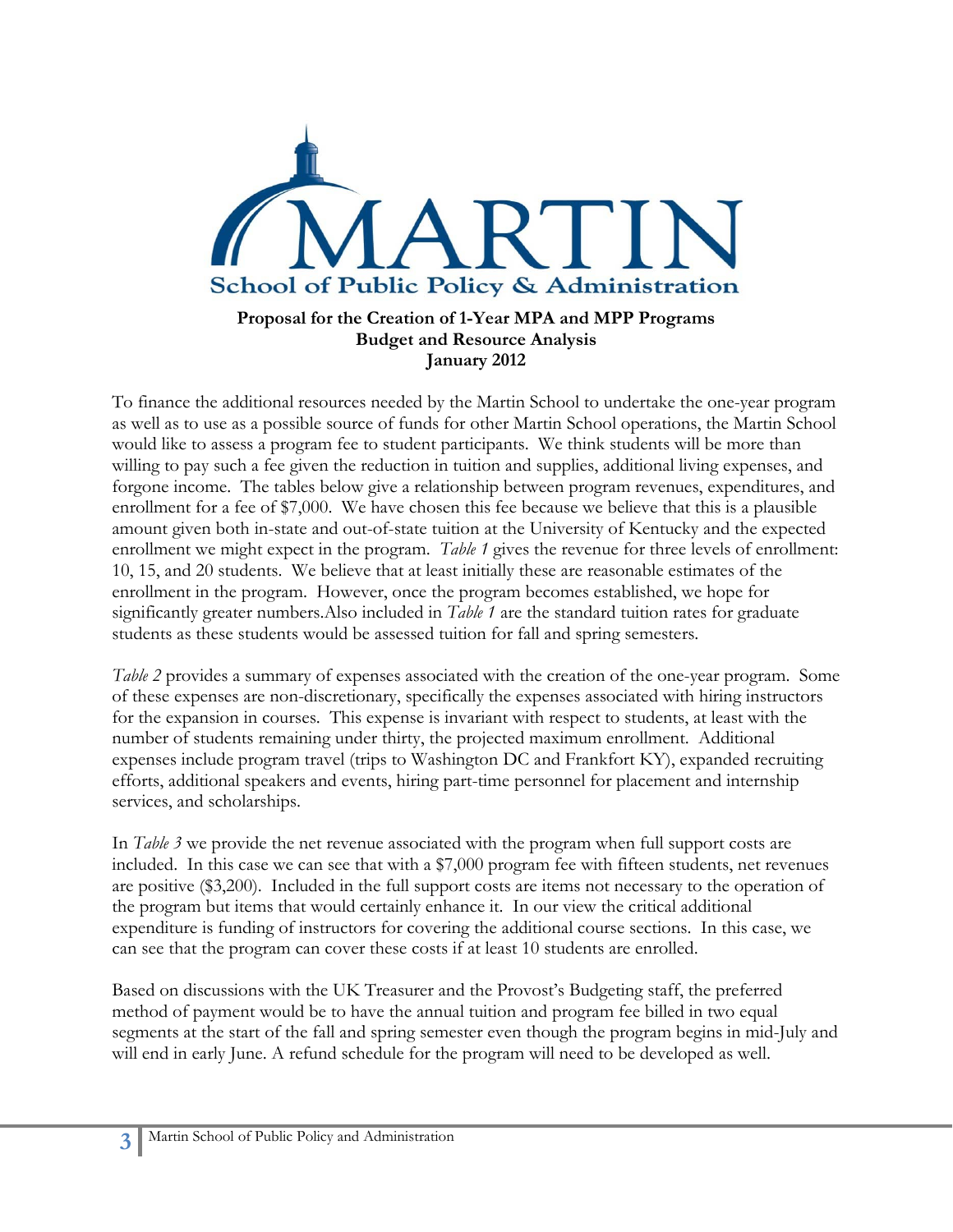# MARTIN School of Public Policy & Administration

**Proposal for the Creation of 1-Year MPA and MPP Programs**
**Budget and Resource Analysis**
**January 2012**

To finance the additional resources needed by the Martin School to undertake the one-year program as well as to use as a possible source of funds for other Martin School operations, the Martin School would like to assess a program fee to student participants. We think students will be more than willing to pay such a fee given the reduction in tuition and supplies, additional living expenses, and forgone income. The tables below give a relationship between program revenues, expenditures, and enrollment for a fee of $7,000. We have chosen this fee because we believe that this is a plausible amount given both in-state and out-of-state tuition at the University of Kentucky and the expected enrollment we might expect in the program. *Table 1* gives the revenue for three levels of enrollment: 10, 15, and 20 students. We believe that at least initially these are reasonable estimates of the enrollment in the program. However, once the program becomes established, we hope for significantly greater numbers.Also included in *Table 1* are the standard tuition rates for graduate students as these students would be assessed tuition for fall and spring semesters.

*Table 2* provides a summary of expenses associated with the creation of the one-year program. Some of these expenses are non-discretionary, specifically the expenses associated with hiring instructors for the expansion in courses. This expense is invariant with respect to students, at least with the number of students remaining under thirty, the projected maximum enrollment. Additional expenses include program travel (trips to Washington DC and Frankfort KY), expanded recruiting efforts, additional speakers and events, hiring part-time personnel for placement and internship services, and scholarships.

In *Table 3* we provide the net revenue associated with the program when full support costs are included. In this case we can see that with a $7,000 program fee with fifteen students, net revenues are positive ($3,200). Included in the full support costs are items not necessary to the operation of the program but items that would certainly enhance it. In our view the critical additional expenditure is funding of instructors for covering the additional course sections. In this case, we can see that the program can cover these costs if at least 10 students are enrolled.

Based on discussions with the UK Treasurer and the Provost's Budgeting staff, the preferred method of payment would be to have the annual tuition and program fee billed in two equal segments at the start of the fall and spring semester even though the program begins in mid-July and will end in early June. A refund schedule for the program will need to be developed as well.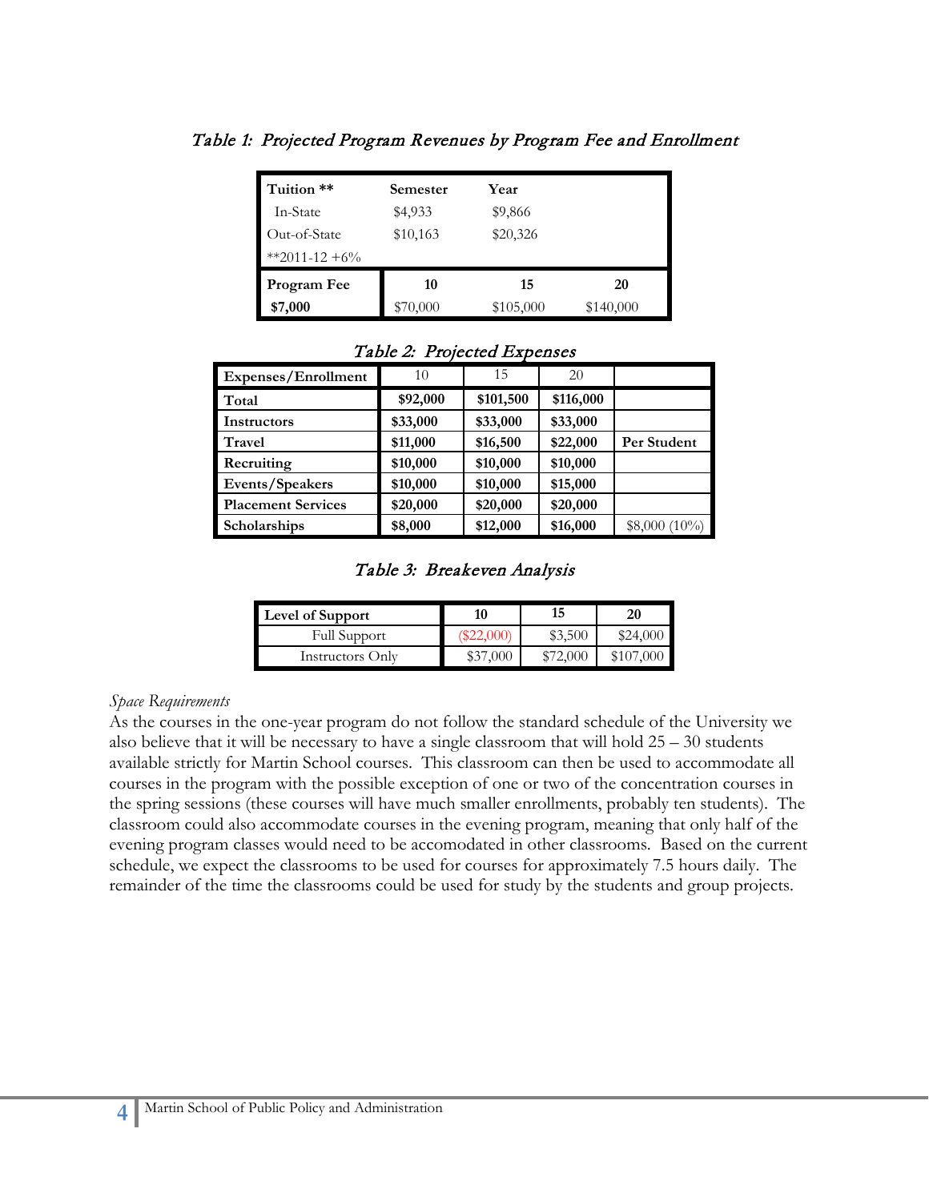*Table 1: Projected Program Revenues by Program Fee and Enrollment*

| Tuition ** | Semester | Year | |
|---|---|---|---|
| In-State | $4,933 | $9,866 | |
| Out-of-State | $10,163 | $20,326 | |
| **2011-12 +6% | | | |
| **Program Fee** | **10** | **15** | **20** |
| **$7,000** | $70,000 | $105,000 | $140,000 |

*Table 2: Projected Expenses*

| Expenses/Enrollment | 10 | 15 | 20 | |
|---|---|---|---|---|
| **Total** | **$92,000** | **$101,500** | **$116,000** | |
| **Instructors** | **$33,000** | **$33,000** | **$33,000** | |
| **Travel** | **$11,000** | **$16,500** | **$22,000** | **Per Student** |
| **Recruiting** | **$10,000** | **$10,000** | **$10,000** | |
| **Events/Speakers** | **$10,000** | **$10,000** | **$15,000** | |
| **Placement Services** | **$20,000** | **$20,000** | **$20,000** | |
| **Scholarships** | **$8,000** | **$12,000** | **$16,000** | $8,000 (10%) |

*Table 3: Breakeven Analysis*

| Level of Support | 10 | 15 | 20 |
|---|---|---|---|
| Full Support | ($22,000) | $3,500 | $24,000 |
| Instructors Only | $37,000 | $72,000 | $107,000 |

*Space Requirements*

As the courses in the one-year program do not follow the standard schedule of the University we also believe that it will be necessary to have a single classroom that will hold 25 – 30 students available strictly for Martin School courses. This classroom can then be used to accommodate all courses in the program with the possible exception of one or two of the concentration courses in the spring sessions (these courses will have much smaller enrollments, probably ten students). The classroom could also accommodate courses in the evening program, meaning that only half of the evening program classes would need to be accomodated in other classrooms. Based on the current schedule, we expect the classrooms to be used for courses for approximately 7.5 hours daily. The remainder of the time the classrooms could be used for study by the students and group projects.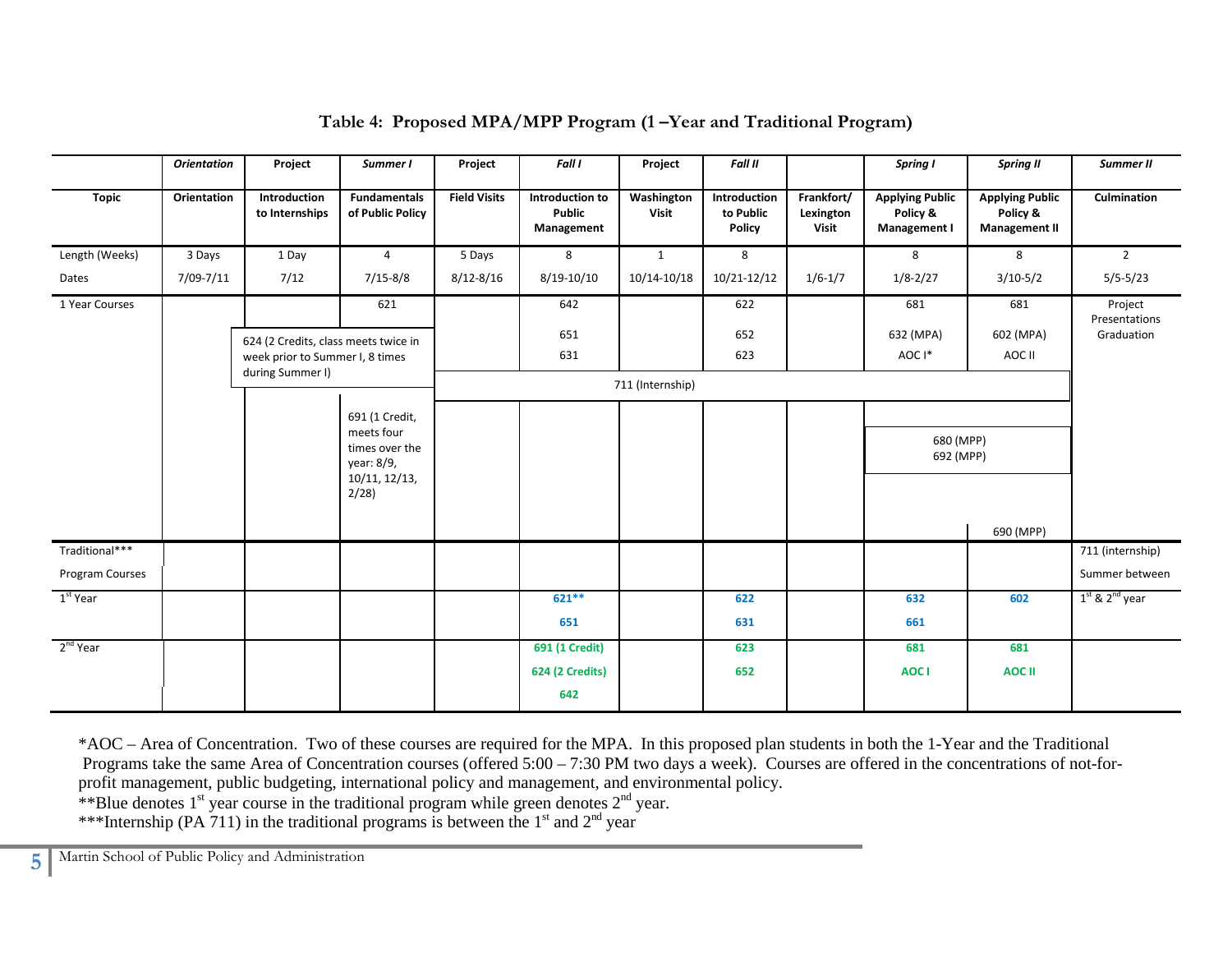**Table 4: Proposed MPA/MPP Program (1 –Year and Traditional Program)**

| | *Orientation* | Project | *Summer I* | Project | *Fall I* | Project | *Fall II* | | *Spring I* | *Spring II* | *Summer II* |
|---|---|---|---|---|---|---|---|---|---|---|---|
| **Topic** | **Orientation** | **Introduction to Internships** | **Fundamentals of Public Policy** | **Field Visits** | **Introduction to Public Management** | **Washington Visit** | **Introduction to Public Policy** | **Frankfort/ Lexington Visit** | **Applying Public Policy & Management I** | **Applying Public Policy & Management II** | **Culmination** |
| Length (Weeks) | 3 Days | 1 Day | 4 | 5 Days | 8 | 1 | 8 | | 8 | 8 | 2 |
| Dates | 7/09-7/11 | 7/12 | 7/15-8/8 | 8/12-8/16 | 8/19-10/10 | 10/14-10/18 | 10/21-12/12 | 1/6-1/7 | 1/8-2/27 | 3/10-5/2 | 5/5-5/23 |
| 1 Year Courses | | | 621 | | 642<br>651<br>631 | | 622<br>652<br>623 | | 681<br>632 (MPA)<br>AOC I* | 681<br>602 (MPA)<br>AOC II | Project Presentations<br>Graduation |
| | | 624 (2 Credits, class meets twice in week prior to Summer I, 8 times during Summer I) | | 711 (Internship) | | | | | | | |
| | | | 691 (1 Credit, meets four times over the year: 8/9, 10/11, 12/13, 2/28) | | | | | | 680 (MPP)<br>692 (MPP) | | |
| | | | | | | | | | | 690 (MPP) | |
| Traditional*** Program Courses | | | | | | | | | | | 711 (internship) Summer between $1^{st}$ & $2^{nd}$ year |
| $1^{st}$ Year | | | | | **621****<br>**651** | | **622**<br>**631** | | **632**<br>**661** | **602** | |
| $2^{nd}$ Year | | | | | **691 (1 Credit)**<br>**624 (2 Credits)**<br>**642** | | **623**<br>**652** | | **681**<br>**AOC I** | **681**<br>**AOC II** | |

*AOC – Area of Concentration. Two of these courses are required for the MPA. In this proposed plan students in both the 1-Year and the Traditional Programs take the same Area of Concentration courses (offered 5:00 – 7:30 PM two days a week). Courses are offered in the concentrations of not-for-profit management, public budgeting, international policy and management, and environmental policy.

**Blue denotes 1st year course in the traditional program while green denotes 2nd year.

***Internship (PA 711) in the traditional programs is between the 1st and 2nd year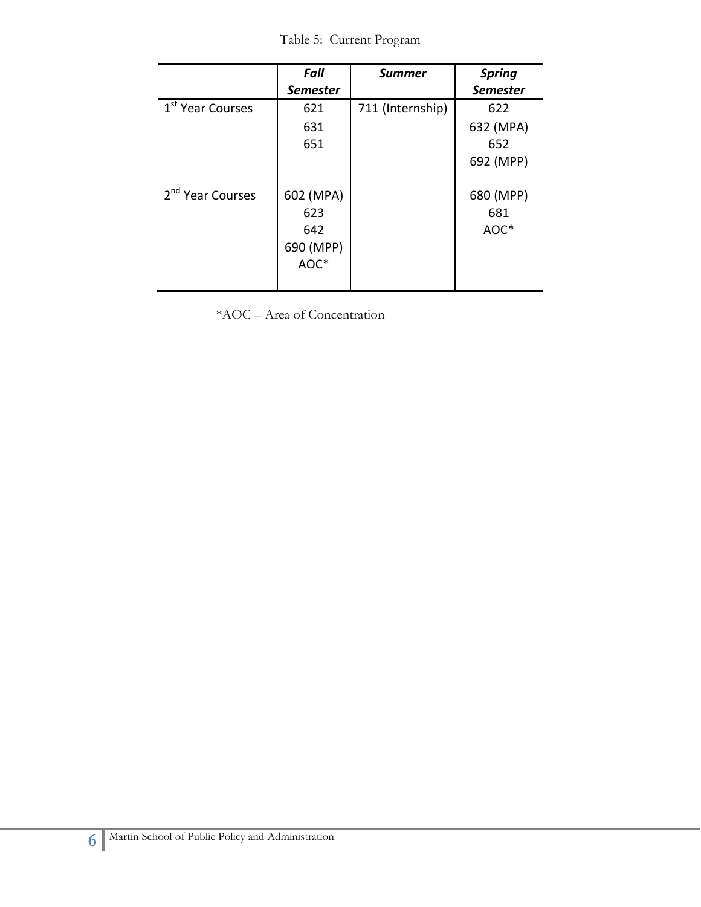Table 5: Current Program

| | *Fall Semester* | *Summer* | *Spring Semester* |
|---|---|---|---|
| 1st Year Courses | 621<br>631<br>651 | 711 (Internship) | 622<br>632 (MPA)<br>652<br>692 (MPP) |
| 2nd Year Courses | 602 (MPA)<br>623<br>642<br>690 (MPP)<br>AOC* | | 680 (MPP)<br>681<br>AOC* |

*AOC – Area of Concentration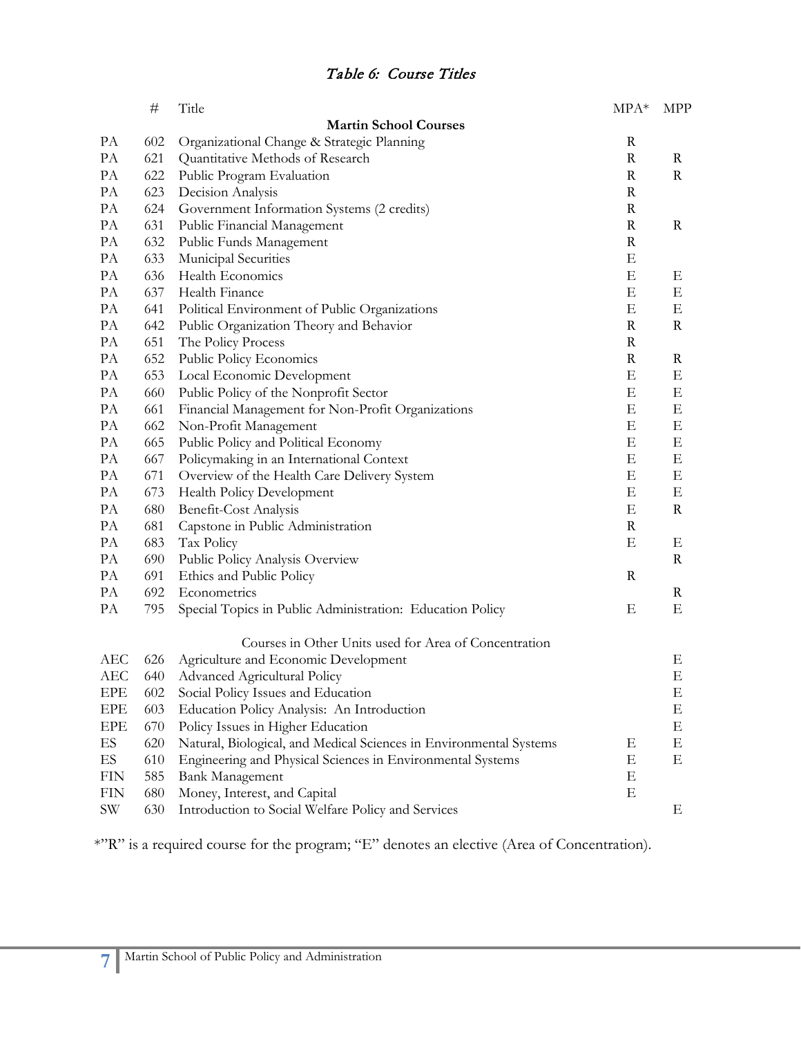## *Table 6: Course Titles*

| | # | Title | MPA* | MPP |
|---|---|---|---|---|
| | | **Martin School Courses** | | |
| PA | 602 | Organizational Change & Strategic Planning | R | |
| PA | 621 | Quantitative Methods of Research | R | R |
| PA | 622 | Public Program Evaluation | R | R |
| PA | 623 | Decision Analysis | R | |
| PA | 624 | Government Information Systems (2 credits) | R | |
| PA | 631 | Public Financial Management | R | R |
| PA | 632 | Public Funds Management | R | |
| PA | 633 | Municipal Securities | E | |
| PA | 636 | Health Economics | E | E |
| PA | 637 | Health Finance | E | E |
| PA | 641 | Political Environment of Public Organizations | E | E |
| PA | 642 | Public Organization Theory and Behavior | R | R |
| PA | 651 | The Policy Process | R | |
| PA | 652 | Public Policy Economics | R | R |
| PA | 653 | Local Economic Development | E | E |
| PA | 660 | Public Policy of the Nonprofit Sector | E | E |
| PA | 661 | Financial Management for Non-Profit Organizations | E | E |
| PA | 662 | Non-Profit Management | E | E |
| PA | 665 | Public Policy and Political Economy | E | E |
| PA | 667 | Policymaking in an International Context | E | E |
| PA | 671 | Overview of the Health Care Delivery System | E | E |
| PA | 673 | Health Policy Development | E | E |
| PA | 680 | Benefit-Cost Analysis | E | R |
| PA | 681 | Capstone in Public Administration | R | |
| PA | 683 | Tax Policy | E | E |
| PA | 690 | Public Policy Analysis Overview | | R |
| PA | 691 | Ethics and Public Policy | R | |
| PA | 692 | Econometrics | | R |
| PA | 795 | Special Topics in Public Administration: Education Policy | E | E |
| | | Courses in Other Units used for Area of Concentration | | |
| AEC | 626 | Agriculture and Economic Development | | E |
| AEC | 640 | Advanced Agricultural Policy | | E |
| EPE | 602 | Social Policy Issues and Education | | E |
| EPE | 603 | Education Policy Analysis: An Introduction | | E |
| EPE | 670 | Policy Issues in Higher Education | | E |
| ES | 620 | Natural, Biological, and Medical Sciences in Environmental Systems | E | E |
| ES | 610 | Engineering and Physical Sciences in Environmental Systems | E | E |
| FIN | 585 | Bank Management | E | |
| FIN | 680 | Money, Interest, and Capital | E | |
| SW | 630 | Introduction to Social Welfare Policy and Services | | E |

*"R" is a required course for the program; "E" denotes an elective (Area of Concentration).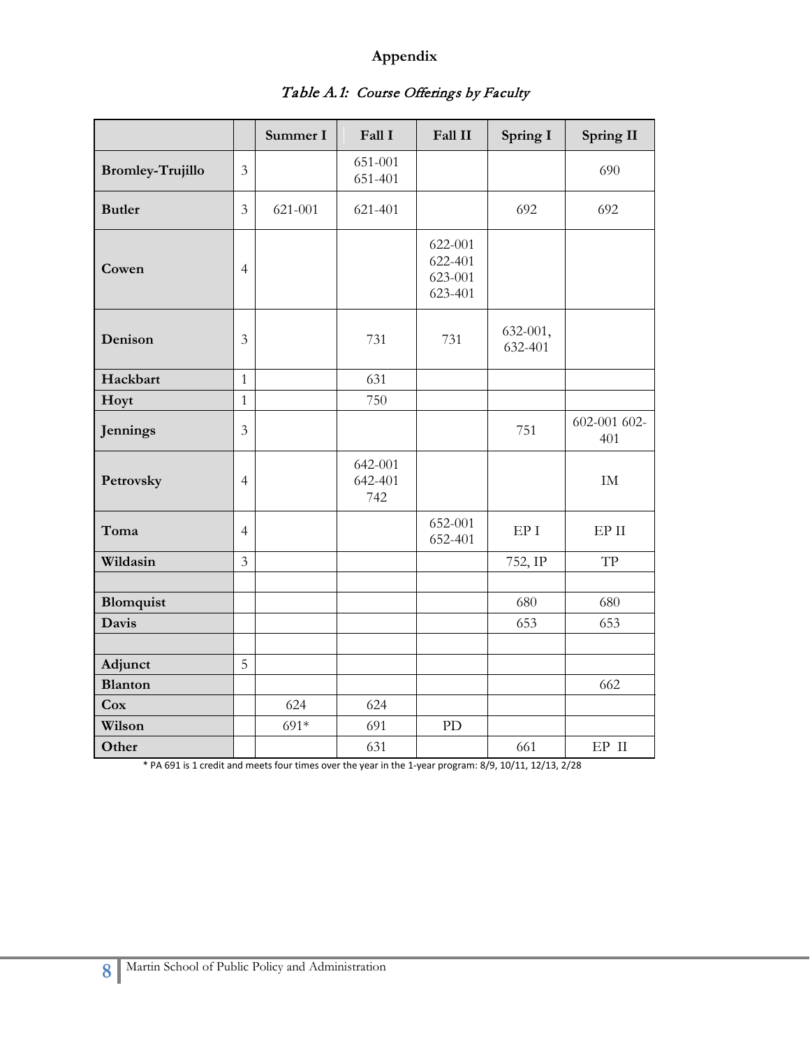# Appendix

*Table A.1: Course Offerings by Faculty*

| | | Summer I | Fall I | Fall II | Spring I | Spring II |
|---|---|---|---|---|---|---|
| **Bromley-Trujillo** | 3 | | 651-001 651-401 | | | 690 |
| **Butler** | 3 | 621-001 | 621-401 | | 692 | 692 |
| **Cowen** | 4 | | | 622-001 622-401 623-001 623-401 | | |
| **Denison** | 3 | | 731 | 731 | 632-001, 632-401 | |
| **Hackbart** | 1 | | 631 | | | |
| **Hoyt** | 1 | | 750 | | | |
| **Jennings** | 3 | | | | 751 | 602-001 602-401 |
| **Petrovsky** | 4 | | 642-001 642-401 742 | | | IM |
| **Toma** | 4 | | | 652-001 652-401 | EP I | EP II |
| **Wildasin** | 3 | | | | 752, IP | TP |
| | | | | | | |
| **Blomquist** | | | | | 680 | 680 |
| **Davis** | | | | | 653 | 653 |
| | | | | | | |
| **Adjunct** | 5 | | | | | |
| **Blanton** | | | | | | 662 |
| **Cox** | | 624 | 624 | | | |
| **Wilson** | | 691* | 691 | PD | | |
| **Other** | | | 631 | | 661 | EP II |

* PA 691 is 1 credit and meets four times over the year in the 1-year program: 8/9, 10/11, 12/13, 2/28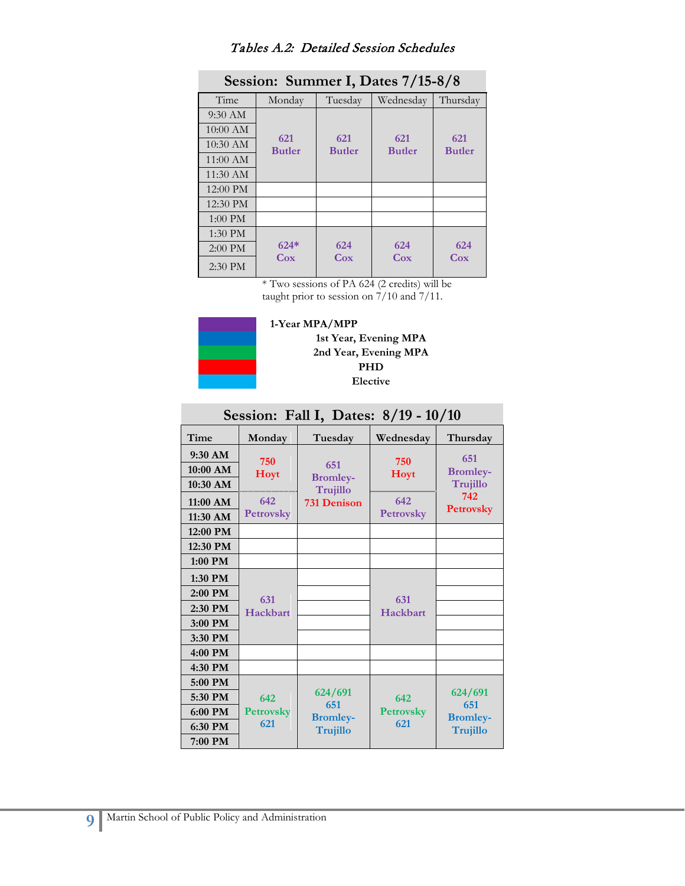*Tables A.2: Detailed Session Schedules*

**Session: Summer I, Dates 7/15-8/8**

| Time | Monday | Tuesday | Wednesday | Thursday |
|---|---|---|---|---|
| 9:30 AM | 621 Butler | 621 Butler | 621 Butler | 621 Butler |
| 10:00 AM | | | | |
| 10:30 AM | | | | |
| 11:00 AM | | | | |
| 11:30 AM | | | | |
| 12:00 PM | | | | |
| 12:30 PM | | | | |
| 1:00 PM | | | | |
| 1:30 PM | 624* Cox | 624 Cox | 624 Cox | 624 Cox |
| 2:00 PM | | | | |
| 2:30 PM | | | | |

* Two sessions of PA 624 (2 credits) will be taught prior to session on 7/10 and 7/11.

**1-Year MPA/MPP**
**1st Year, Evening MPA**
**2nd Year, Evening MPA**
**PHD**
**Elective**

**Session: Fall I, Dates: 8/19 - 10/10**

| Time | Monday | Tuesday | Wednesday | Thursday |
|---|---|---|---|---|
| 9:30 AM | 750 Hoyt | 651 Bromley-Trujillo; 731 Denison | 750 Hoyt | 651 Bromley-Trujillo; 742 Petrovsky |
| 10:00 AM | | | | |
| 10:30 AM | | | | |
| 11:00 AM | 642 Petrovsky | | 642 Petrovsky | |
| 11:30 AM | | | | |
| 12:00 PM | | | | |
| 12:30 PM | | | | |
| 1:00 PM | | | | |
| 1:30 PM | 631 Hackbart | | 631 Hackbart | |
| 2:00 PM | | | | |
| 2:30 PM | | | | |
| 3:00 PM | | | | |
| 3:30 PM | | | | |
| 4:00 PM | | | | |
| 4:30 PM | | | | |
| 5:00 PM | 642 Petrovsky; 621 | 624/691; 651 Bromley-Trujillo | 642 Petrovsky; 621 | 624/691; 651 Bromley-Trujillo |
| 5:30 PM | | | | |
| 6:00 PM | | | | |
| 6:30 PM | | | | |
| 7:00 PM | | | | |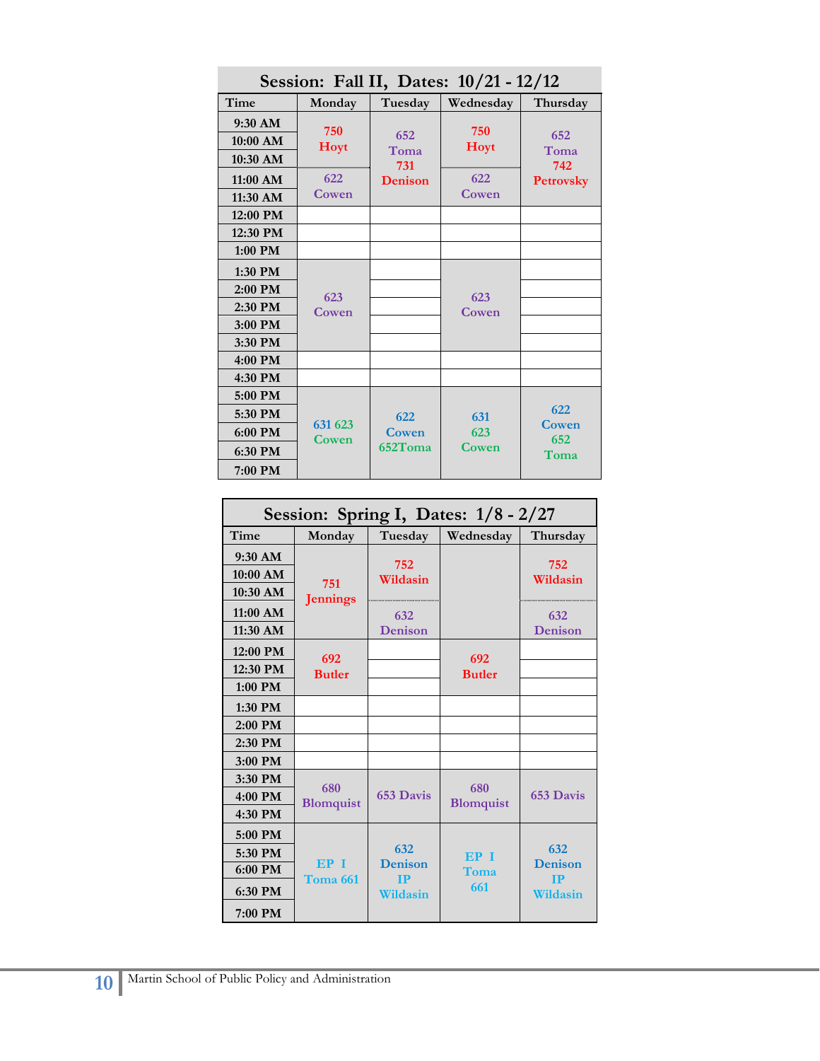## Session: Fall II, Dates: 10/21 - 12/12

| Time | Monday | Tuesday | Wednesday | Thursday |
|---|---|---|---|---|
| 9:30 AM | 750 Hoyt | 652 Toma 731 Denison | 750 Hoyt | 652 Toma 742 Petrovsky |
| 10:00 AM | | | | |
| 10:30 AM | | | | |
| 11:00 AM | 622 Cowen | | 622 Cowen | |
| 11:30 AM | | | | |
| 12:00 PM | | | | |
| 12:30 PM | | | | |
| 1:00 PM | | | | |
| 1:30 PM | 623 Cowen | | 623 Cowen | |
| 2:00 PM | | | | |
| 2:30 PM | | | | |
| 3:00 PM | | | | |
| 3:30 PM | | | | |
| 4:00 PM | | | | |
| 4:30 PM | | | | |
| 5:00 PM | 631 623 Cowen | 622 Cowen 652Toma | 631 623 Cowen | 622 Cowen 652 Toma |
| 5:30 PM | | | | |
| 6:00 PM | | | | |
| 6:30 PM | | | | |
| 7:00 PM | | | | |

## Session: Spring I, Dates: 1/8 - 2/27

| Time | Monday | Tuesday | Wednesday | Thursday |
|---|---|---|---|---|
| 9:30 AM | 751 Jennings | 752 Wildasin | | 752 Wildasin |
| 10:00 AM | | | | |
| 10:30 AM | | | | |
| 11:00 AM | | 632 Denison | | 632 Denison |
| 11:30 AM | | | | |
| 12:00 PM | 692 Butler | | 692 Butler | |
| 12:30 PM | | | | |
| 1:00 PM | | | | |
| 1:30 PM | | | | |
| 2:00 PM | | | | |
| 2:30 PM | | | | |
| 3:00 PM | | | | |
| 3:30 PM | 680 Blomquist | 653 Davis | 680 Blomquist | 653 Davis |
| 4:00 PM | | | | |
| 4:30 PM | | | | |
| 5:00 PM | EP I Toma 661 | 632 Denison IP Wildasin | EP I Toma 661 | 632 Denison IP Wildasin |
| 5:30 PM | | | | |
| 6:00 PM | | | | |
| 6:30 PM | | | | |
| 7:00 PM | | | | |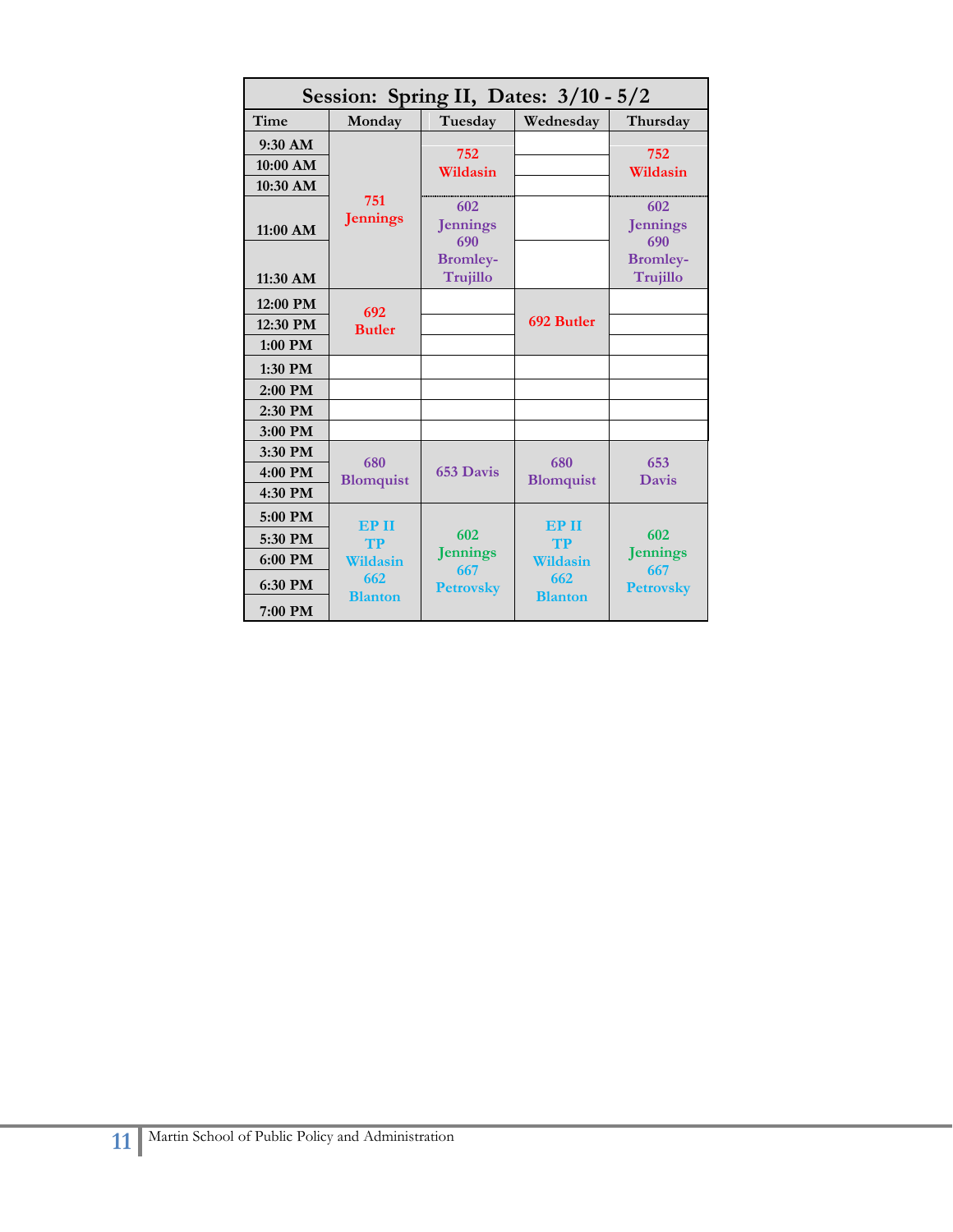| Session: Spring II, Dates: 3/10 - 5/2 | | | | |
|---|---|---|---|---|
| Time | Monday | Tuesday | Wednesday | Thursday |
| 9:30 AM | 751 Jennings | 752 Wildasin | | 752 Wildasin |
| 10:00 AM | | | | |
| 10:30 AM | | | | |
| 11:00 AM | | 602 Jennings 690 Bromley-Trujillo | | 602 Jennings 690 Bromley-Trujillo |
| 11:30 AM | | | | |
| 12:00 PM | 692 Butler | | 692 Butler | |
| 12:30 PM | | | | |
| 1:00 PM | | | | |
| 1:30 PM | | | | |
| 2:00 PM | | | | |
| 2:30 PM | | | | |
| 3:00 PM | | | | |
| 3:30 PM | 680 Blomquist | 653 Davis | 680 Blomquist | 653 Davis |
| 4:00 PM | | | | |
| 4:30 PM | | | | |
| 5:00 PM | EP II TP Wildasin 662 Blanton | 602 Jennings 667 Petrovsky | EP II TP Wildasin 662 Blanton | 602 Jennings 667 Petrovsky |
| 5:30 PM | | | | |
| 6:00 PM | | | | |
| 6:30 PM | | | | |
| 7:00 PM | | | | |